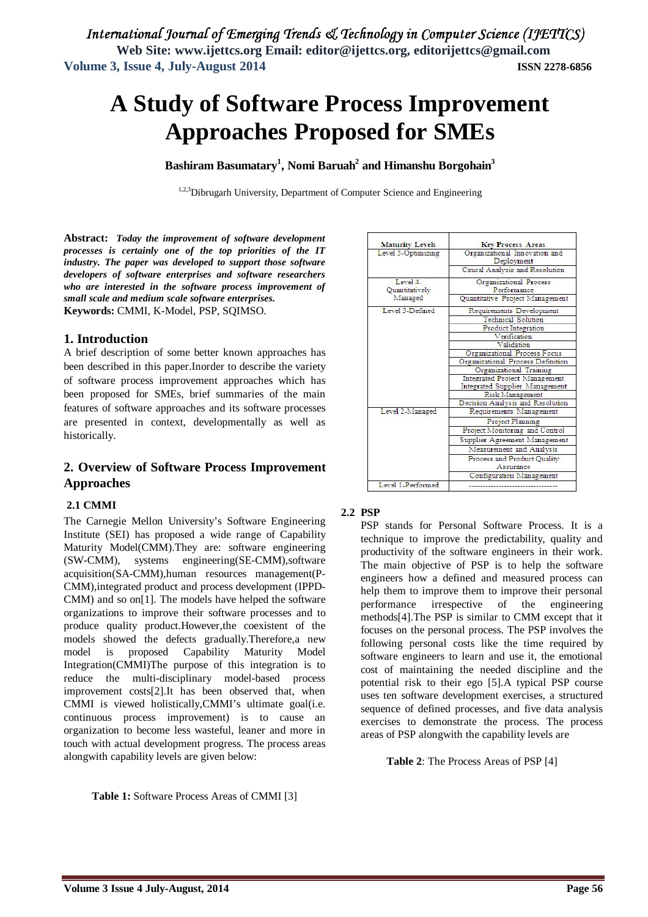# A Study of Software Process Improvement Approaches Proposed for SMEs

**Bashiram Basumatary[1], Nomi Baruah[2] and Himanshu Borgohain[3]**

[1,2,3]Dibrugarh University, Department of Computer Science and Engineering

**Abstract:** *Today the improvement of software development processes is certainly one of the top priorities of the IT industry. The paper was developed to support those software developers of software enterprises and software researchers who are interested in the software process improvement of small scale and medium scale software enterprises.*

**Keywords:** CMMI, K-Model, PSP, SQIMSO.

## 1. Introduction

A brief description of some better known approaches has been described in this paper.Inorder to describe the variety of software process improvement approaches which has been proposed for SMEs, brief summaries of the main features of software approaches and its software processes are presented in context, developmentally as well as historically.

## 2. Overview of Software Process Improvement Approaches

### 2.1 CMMI

The Carnegie Mellon University's Software Engineering Institute (SEI) has proposed a wide range of Capability Maturity Model(CMM).They are: software engineering (SW-CMM), systems engineering(SE-CMM),software acquisition(SA-CMM),human resources management(P-CMM),integrated product and process development (IPPD-CMM) and so on[1]. The models have helped the software organizations to improve their software processes and to produce quality product.However,the coexistent of the models showed the defects gradually.Therefore,a new model is proposed Capability Maturity Model Integration(CMMI)The purpose of this integration is to reduce the multi-disciplinary model-based process improvement costs[2].It has been observed that, when CMMI is viewed holistically,CMMI's ultimate goal(i.e. continuous process improvement) is to cause an organization to become less wasteful, leaner and more in touch with actual development progress. The process areas alongwith capability levels are given below:

**Table 1:** Software Process Areas of CMMI [3]

| Maturity Levels | Key Process Areas |
|---|---|
| Level 5-Optimizing | Organizational Innovation and Deployment |
| | Causal Analysis and Resolution |
| Level 4-Quantitatively Managed | Organizational Process Performance |
| | Quantitative Project Management |
| Level 3-Defined | Requirements Development |
| | Technical Solution |
| | Product Integration |
| | Verification |
| | Validation |
| | Organizational Process Focus |
| | Organizational Process Definition |
| | Organizational Training |
| | Integrated Project Management Integrated Supplier Management |
| | Risk Management |
| | Decision Analysis and Resolution |
| Level 2-Managed | Requirements Management |
| | Project Planning |
| | Project Monitoring and Control |
| | Supplier Agreement Management |
| | Measurement and Analysis |
| | Process and Product Quality Assurance |
| | Configuration Management |
| Level 1-Performed | --------------------------------- |

### 2.2 PSP

PSP stands for Personal Software Process. It is a technique to improve the predictability, quality and productivity of the software engineers in their work. The main objective of PSP is to help the software engineers how a defined and measured process can help them to improve them to improve their personal performance irrespective of the engineering methods[4].The PSP is similar to CMM except that it focuses on the personal process. The PSP involves the following personal costs like the time required by software engineers to learn and use it, the emotional cost of maintaining the needed discipline and the potential risk to their ego [5].A typical PSP course uses ten software development exercises, a structured sequence of defined processes, and five data analysis exercises to demonstrate the process. The process areas of PSP alongwith the capability levels are

**Table 2**: The Process Areas of PSP [4]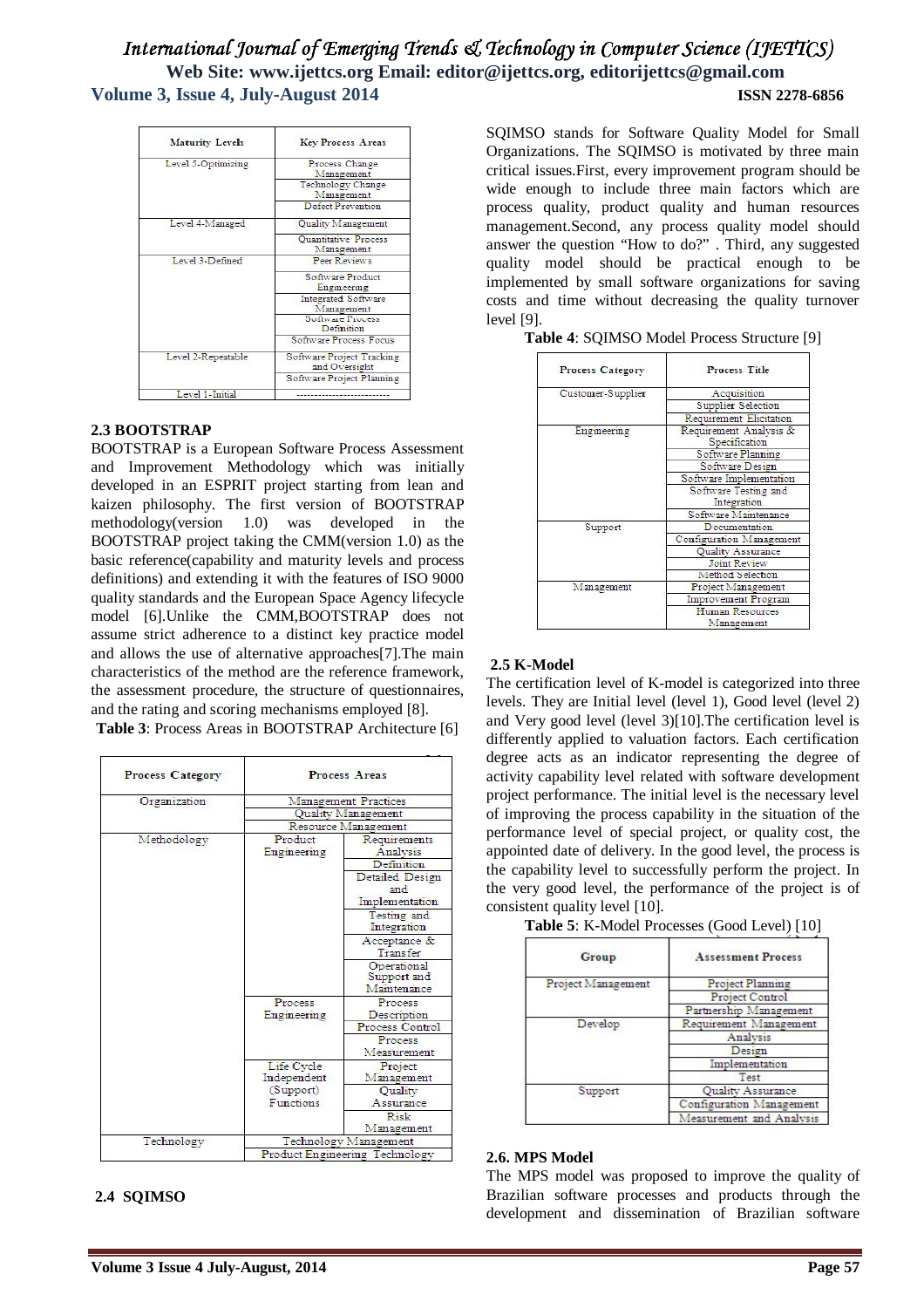| Maturity Levels | Key Process Areas |
|---|---|
| Level 5-Optimizing | Process Change Management |
| | Technology Change Management |
| | Defect Prevention |
| Level 4-Managed | Quality Management |
| | Quantitative Process Management |
| Level 3-Defined | Peer Reviews |
| | Software Product Engineering |
| | Integrated Software Management |
| | Software Process Definition |
| | Software Process Focus |
| Level 2-Repeatable | Software Project Tracking and Oversight |
| | Software Project Planning |
| Level 1-Initial | -------------------------- |

### 2.3 BOOTSTRAP

BOOTSTRAP is a European Software Process Assessment and Improvement Methodology which was initially developed in an ESPRIT project starting from lean and kaizen philosophy. The first version of BOOTSTRAP methodology(version 1.0) was developed in the BOOTSTRAP project taking the CMM(version 1.0) as the basic reference(capability and maturity levels and process definitions) and extending it with the features of ISO 9000 quality standards and the European Space Agency lifecycle model [6].Unlike the CMM,BOOTSTRAP does not assume strict adherence to a distinct key practice model and allows the use of alternative approaches[7].The main characteristics of the method are the reference framework, the assessment procedure, the structure of questionnaires, and the rating and scoring mechanisms employed [8].

**Table 3**: Process Areas in BOOTSTRAP Architecture [6]

| Process Category | Process Areas | |
|---|---|---|
| Organization | Management Practices | |
| | Quality Management | |
| | Resource Management | |
| Methodology | Product Engineering | Requirements Analysis |
| | | Definition |
| | | Detailed Design and Implementation |
| | | Testing and Integration |
| | | Acceptance & Transfer |
| | | Operational Support and Maintenance |
| | Process Engineering | Process Description |
| | | Process Control |
| | | Process Measurement |
| | Life Cycle Independent (Support) Functions | Project Management |
| | | Quality Assurance |
| | | Risk Management |
| Technology | Technology Management | |
| | Product Engineering Technology | |

### 2.4 SQIMSO

SQIMSO stands for Software Quality Model for Small Organizations. The SQIMSO is motivated by three main critical issues.First, every improvement program should be wide enough to include three main factors which are process quality, product quality and human resources management.Second, any process quality model should answer the question "How to do?" . Third, any suggested quality model should be practical enough to be implemented by small software organizations for saving costs and time without decreasing the quality turnover level [9].

**Table 4**: SQIMSO Model Process Structure [9]

| Process Category | Process Title |
|---|---|
| Customer-Supplier | Acquisition |
| | Supplier Selection |
| | Requirement Elicitation |
| Engineering | Requirement Analysis & Specification |
| | Software Planning |
| | Software Design |
| | Software Implementation |
| | Software Testing and Integration |
| | Software Maintenance |
| Support | Documentation |
| | Configuration Management |
| | Quality Assurance |
| | Joint Review |
| | Method Selection |
| Management | Project Management |
| | Improvement Program |
| | Human Resources Management |

### 2.5 K-Model

The certification level of K-model is categorized into three levels. They are Initial level (level 1), Good level (level 2) and Very good level (level 3)[10].The certification level is differently applied to valuation factors. Each certification degree acts as an indicator representing the degree of activity capability level related with software development project performance. The initial level is the necessary level of improving the process capability in the situation of the performance level of special project, or quality cost, the appointed date of delivery. In the good level, the process is the capability level to successfully perform the project. In the very good level, the performance of the project is of consistent quality level [10].

**Table 5**: K-Model Processes (Good Level) [10]

| Group | Assessment Process |
|---|---|
| Project Management | Project Planning |
| | Project Control |
| | Partnership Management |
| Develop | Requirement Management |
| | Analysis |
| | Design |
| | Implementation |
| | Test |
| Support | Quality Assurance |
| | Configuration Management |
| | Measurement and Analysis |

### 2.6. MPS Model

The MPS model was proposed to improve the quality of Brazilian software processes and products through the development and dissemination of Brazilian software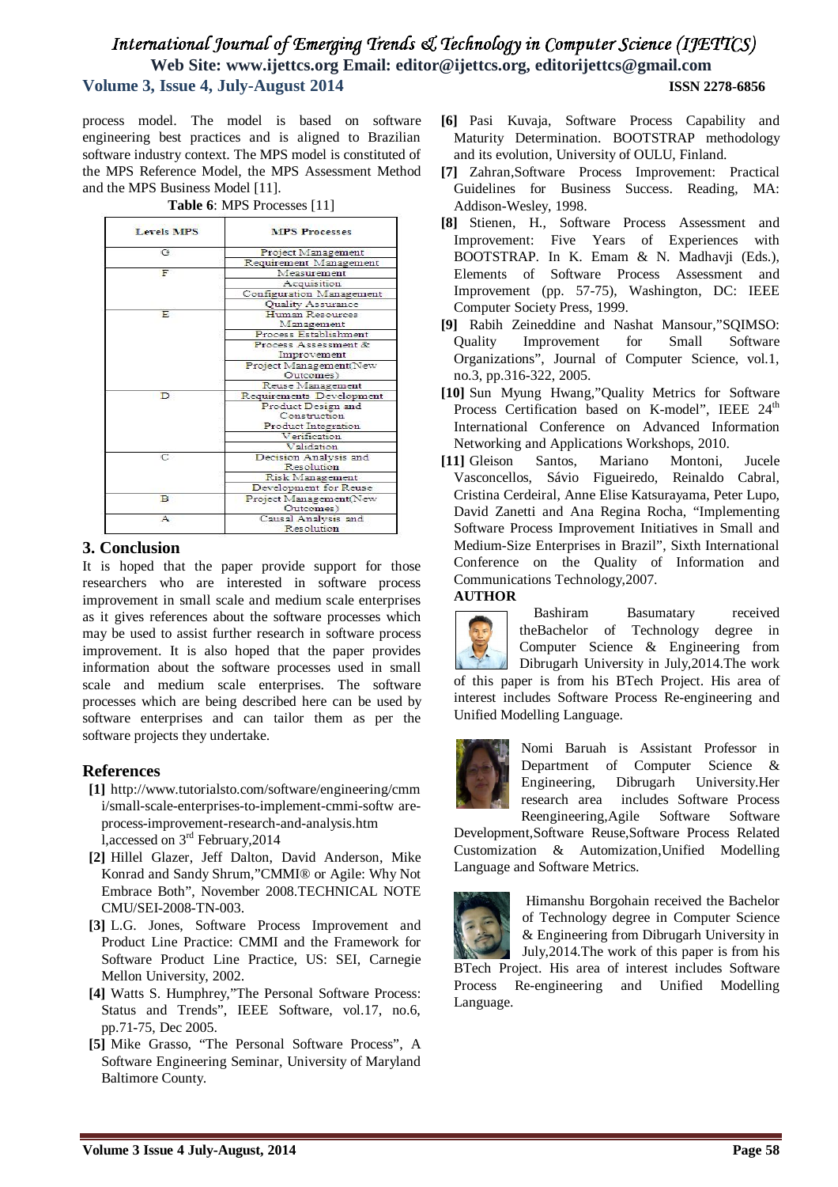process model. The model is based on software engineering best practices and is aligned to Brazilian software industry context. The MPS model is constituted of the MPS Reference Model, the MPS Assessment Method and the MPS Business Model [11].

**Table 6**: MPS Processes [11]

| Levels MPS | MPS Processes |
|---|---|
| G | Project Management |
| | Requirement Management |
| F | Measurement |
| | Acquisition |
| | Configuration Management |
| | Quality Assurance |
| E | Human Resources Management |
| | Process Establishment |
| | Process Assessment & Improvement |
| | Project Management(New Outcomes) |
| | Reuse Management |
| D | Requirements Development |
| | Product Design and Construction |
| | Product Integration |
| | Verification |
| | Validation |
| C | Decision Analysis and Resolution |
| | Risk Management |
| | Development for Reuse |
| B | Project Management(New Outcomes) |
| A | Causal Analysis and Resolution |

## 3. Conclusion

It is hoped that the paper provide support for those researchers who are interested in software process improvement in small scale and medium scale enterprises as it gives references about the software processes which may be used to assist further research in software process improvement. It is also hoped that the paper provides information about the software processes used in small scale and medium scale enterprises. The software processes which are being described here can be used by software enterprises and can tailor them as per the software projects they undertake.

## References

**[1]** http://www.tutorialsto.com/software/engineering/cmmi/small-scale-enterprises-to-implement-cmmi-software-process-improvement-research-and-analysis.html,accessed on 3rd February,2014

**[2]** Hillel Glazer, Jeff Dalton, David Anderson, Mike Konrad and Sandy Shrum,"CMMI® or Agile: Why Not Embrace Both", November 2008.TECHNICAL NOTE CMU/SEI-2008-TN-003.

**[3]** L.G. Jones, Software Process Improvement and Product Line Practice: CMMI and the Framework for Software Product Line Practice, US: SEI, Carnegie Mellon University, 2002.

**[4]** Watts S. Humphrey,"The Personal Software Process: Status and Trends", IEEE Software, vol.17, no.6, pp.71-75, Dec 2005.

**[5]** Mike Grasso, "The Personal Software Process", A Software Engineering Seminar, University of Maryland Baltimore County.

**[6]** Pasi Kuvaja, Software Process Capability and Maturity Determination. BOOTSTRAP methodology and its evolution, University of OULU, Finland.

**[7]** Zahran,Software Process Improvement: Practical Guidelines for Business Success. Reading, MA: Addison-Wesley, 1998.

**[8]** Stienen, H., Software Process Assessment and Improvement: Five Years of Experiences with BOOTSTRAP. In K. Emam & N. Madhavji (Eds.), Elements of Software Process Assessment and Improvement (pp. 57-75), Washington, DC: IEEE Computer Society Press, 1999.

**[9]** Rabih Zeineddine and Nashat Mansour,"SQIMSO: Quality Improvement for Small Software Organizations", Journal of Computer Science, vol.1, no.3, pp.316-322, 2005.

**[10]** Sun Myung Hwang,"Quality Metrics for Software Process Certification based on K-model", IEEE 24th International Conference on Advanced Information Networking and Applications Workshops, 2010.

**[11]** Gleison Santos, Mariano Montoni, Jucele Vasconcellos, Sávio Figueiredo, Reinaldo Cabral, Cristina Cerdeiral, Anne Elise Katsurayama, Peter Lupo, David Zanetti and Ana Regina Rocha, "Implementing Software Process Improvement Initiatives in Small and Medium-Size Enterprises in Brazil", Sixth International Conference on the Quality of Information and Communications Technology,2007.

**AUTHOR**

Bashiram Basumatary received theBachelor of Technology degree in Computer Science & Engineering from Dibrugarh University in July,2014.The work of this paper is from his BTech Project. His area of interest includes Software Process Re-engineering and Unified Modelling Language.

Nomi Baruah is Assistant Professor in Department of Computer Science & Engineering, Dibrugarh University.Her research area includes Software Process Reengineering,Agile Software Software Development,Software Reuse,Software Process Related Customization & Automization,Unified Modelling Language and Software Metrics.

Himanshu Borgohain received the Bachelor of Technology degree in Computer Science & Engineering from Dibrugarh University in July,2014.The work of this paper is from his BTech Project. His area of interest includes Software Process Re-engineering and Unified Modelling Language.